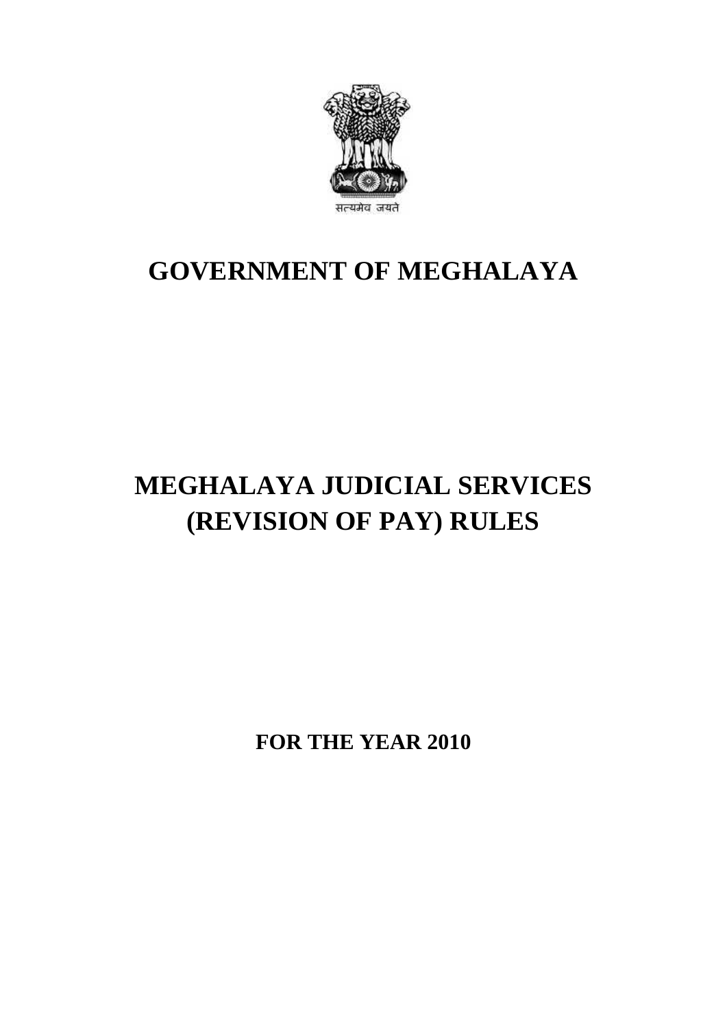सत्यमेव जयते

# GOVERNMENT OF MEGHALAYA

# MEGHALAYA JUDICIAL SERVICES (REVISION OF PAY) RULES

**FOR THE YEAR 2010**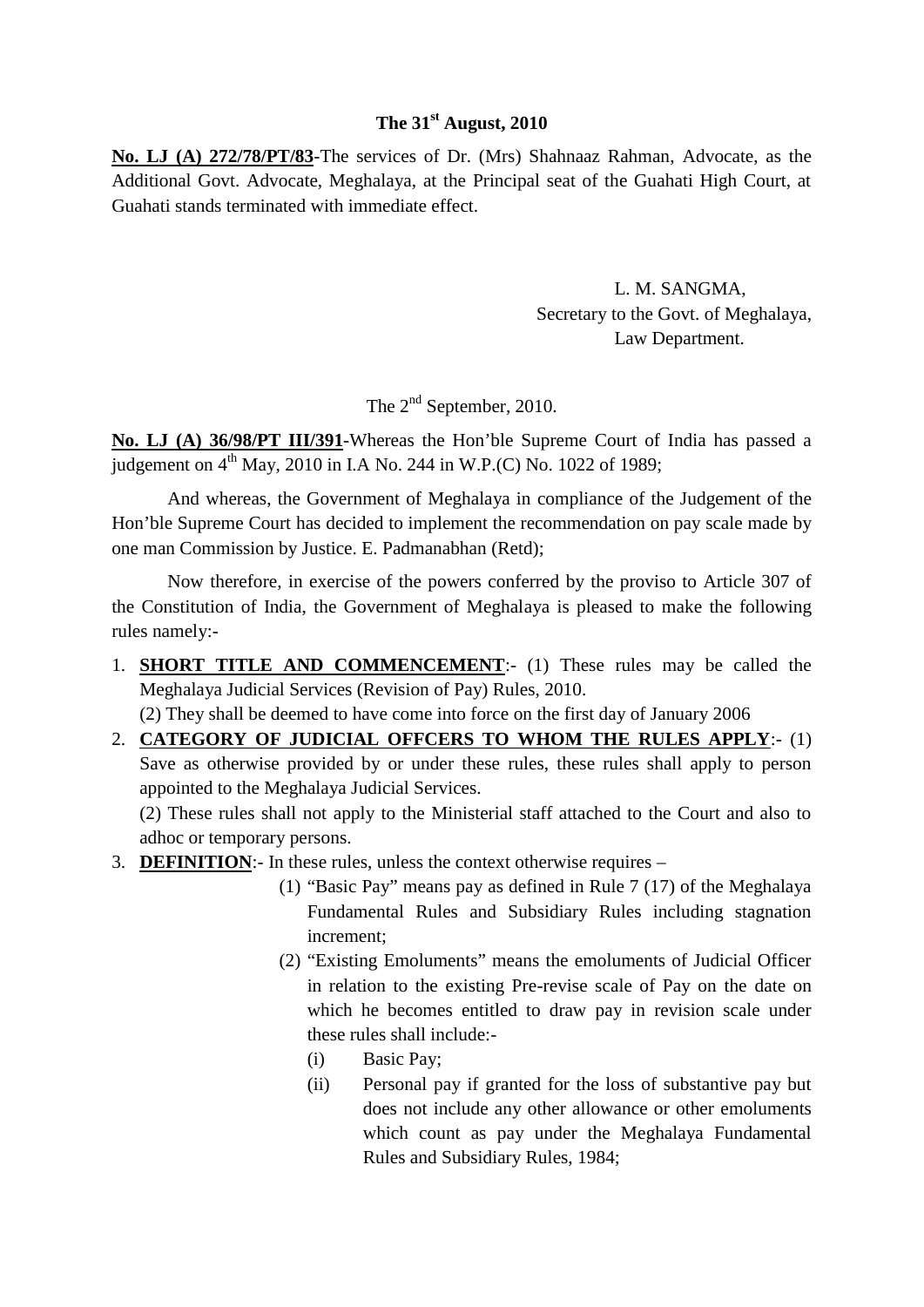**The 31st August, 2010**

**No. LJ (A) 272/78/PT/83**-The services of Dr. (Mrs) Shahnaaz Rahman, Advocate, as the Additional Govt. Advocate, Meghalaya, at the Principal seat of the Guahati High Court, at Guahati stands terminated with immediate effect.

L. M. SANGMA,
Secretary to the Govt. of Meghalaya,
Law Department.

The 2nd September, 2010.

**No. LJ (A) 36/98/PT III/391**-Whereas the Hon'ble Supreme Court of India has passed a judgement on 4th May, 2010 in I.A No. 244 in W.P.(C) No. 1022 of 1989;

And whereas, the Government of Meghalaya in compliance of the Judgement of the Hon'ble Supreme Court has decided to implement the recommendation on pay scale made by one man Commission by Justice. E. Padmanabhan (Retd);

Now therefore, in exercise of the powers conferred by the proviso to Article 307 of the Constitution of India, the Government of Meghalaya is pleased to make the following rules namely:-

1. **SHORT TITLE AND COMMENCEMENT**:- (1) These rules may be called the Meghalaya Judicial Services (Revision of Pay) Rules, 2010.
   (2) They shall be deemed to have come into force on the first day of January 2006
2. **CATEGORY OF JUDICIAL OFFCERS TO WHOM THE RULES APPLY**:- (1) Save as otherwise provided by or under these rules, these rules shall apply to person appointed to the Meghalaya Judicial Services.
   (2) These rules shall not apply to the Ministerial staff attached to the Court and also to adhoc or temporary persons.
3. **DEFINITION**:- In these rules, unless the context otherwise requires –
   (1) "Basic Pay" means pay as defined in Rule 7 (17) of the Meghalaya Fundamental Rules and Subsidiary Rules including stagnation increment;
   (2) "Existing Emoluments" means the emoluments of Judicial Officer in relation to the existing Pre-revise scale of Pay on the date on which he becomes entitled to draw pay in revision scale under these rules shall include:-
      (i) Basic Pay;
      (ii) Personal pay if granted for the loss of substantive pay but does not include any other allowance or other emoluments which count as pay under the Meghalaya Fundamental Rules and Subsidiary Rules, 1984;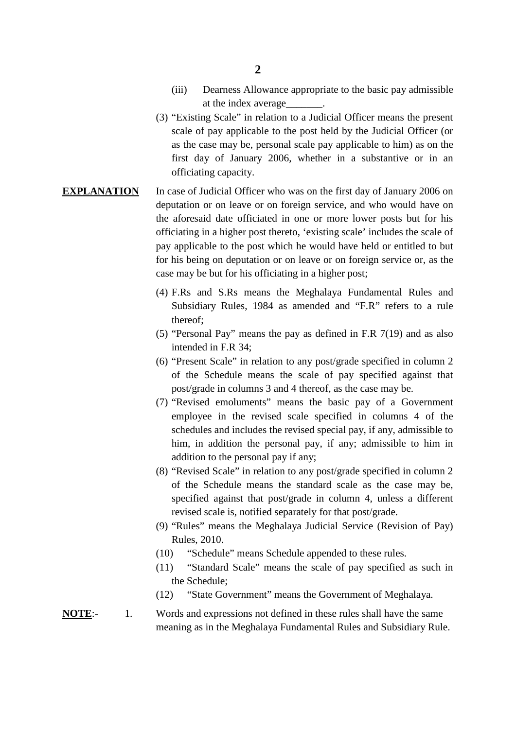(iii) Dearness Allowance appropriate to the basic pay admissible at the index average_______.

(3) "Existing Scale" in relation to a Judicial Officer means the present scale of pay applicable to the post held by the Judicial Officer (or as the case may be, personal scale pay applicable to him) as on the first day of January 2006, whether in a substantive or in an officiating capacity.

**EXPLANATION** In case of Judicial Officer who was on the first day of January 2006 on deputation or on leave or on foreign service, and who would have on the aforesaid date officiated in one or more lower posts but for his officiating in a higher post thereto, 'existing scale' includes the scale of pay applicable to the post which he would have held or entitled to but for his being on deputation or on leave or on foreign service or, as the case may be but for his officiating in a higher post;

(4) F.Rs and S.Rs means the Meghalaya Fundamental Rules and Subsidiary Rules, 1984 as amended and "F.R" refers to a rule thereof;

(5) "Personal Pay" means the pay as defined in F.R 7(19) and as also intended in F.R 34;

(6) "Present Scale" in relation to any post/grade specified in column 2 of the Schedule means the scale of pay specified against that post/grade in columns 3 and 4 thereof, as the case may be.

(7) "Revised emoluments" means the basic pay of a Government employee in the revised scale specified in columns 4 of the schedules and includes the revised special pay, if any, admissible to him, in addition the personal pay, if any; admissible to him in addition to the personal pay if any;

(8) "Revised Scale" in relation to any post/grade specified in column 2 of the Schedule means the standard scale as the case may be, specified against that post/grade in column 4, unless a different revised scale is, notified separately for that post/grade.

(9) "Rules" means the Meghalaya Judicial Service (Revision of Pay) Rules, 2010.

(10) "Schedule" means Schedule appended to these rules.

(11) "Standard Scale" means the scale of pay specified as such in the Schedule;

(12) "State Government" means the Government of Meghalaya.

**NOTE**:- 1. Words and expressions not defined in these rules shall have the same meaning as in the Meghalaya Fundamental Rules and Subsidiary Rule.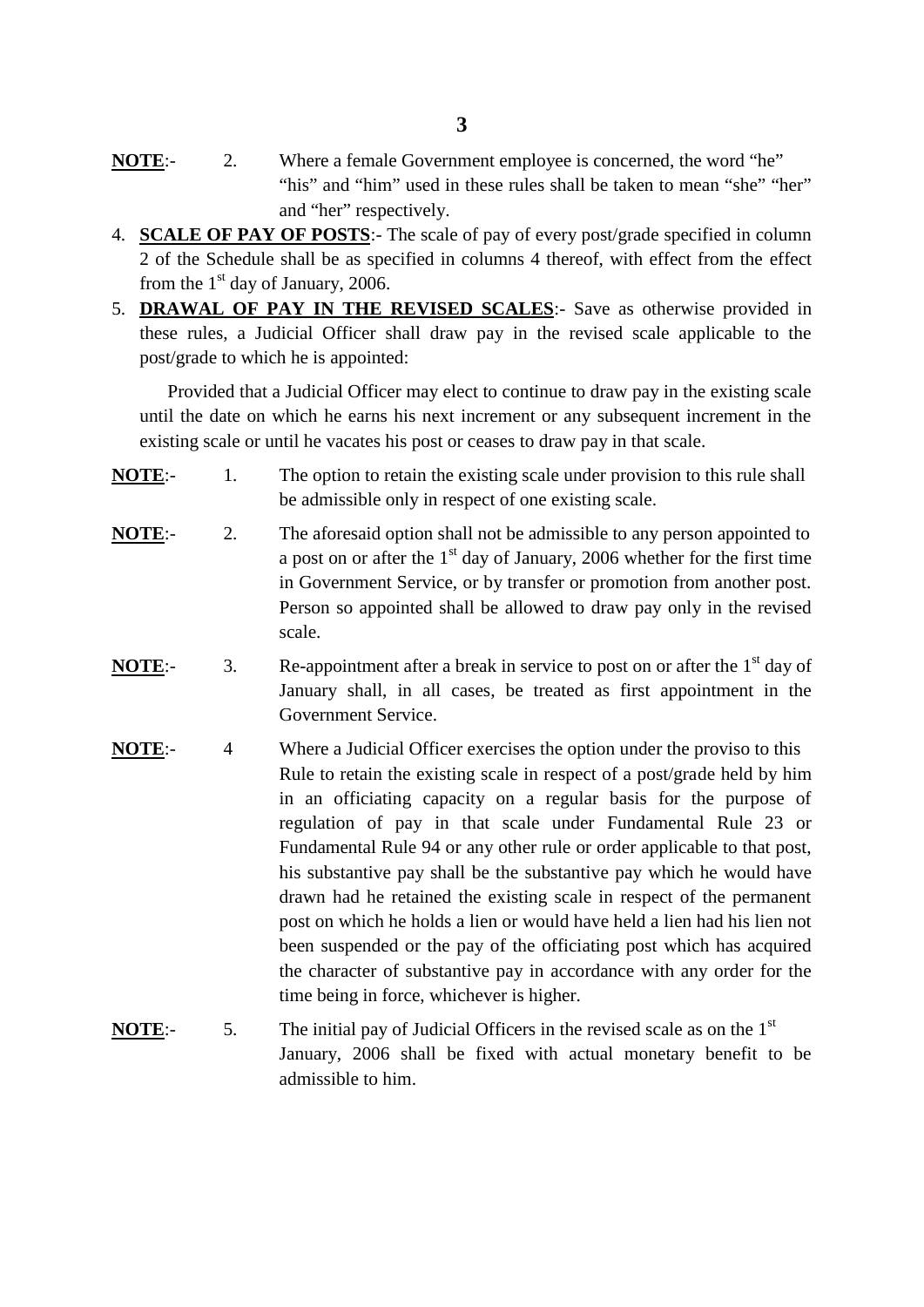**NOTE**:- 2. Where a female Government employee is concerned, the word "he" "his" and "him" used in these rules shall be taken to mean "she" "her" and "her" respectively.

4. **SCALE OF PAY OF POSTS**:- The scale of pay of every post/grade specified in column 2 of the Schedule shall be as specified in columns 4 thereof, with effect from the effect from the 1st day of January, 2006.

5. **DRAWAL OF PAY IN THE REVISED SCALES**:- Save as otherwise provided in these rules, a Judicial Officer shall draw pay in the revised scale applicable to the post/grade to which he is appointed:

   Provided that a Judicial Officer may elect to continue to draw pay in the existing scale until the date on which he earns his next increment or any subsequent increment in the existing scale or until he vacates his post or ceases to draw pay in that scale.

**NOTE**:- 1. The option to retain the existing scale under provision to this rule shall be admissible only in respect of one existing scale.

**NOTE**:- 2. The aforesaid option shall not be admissible to any person appointed to a post on or after the 1st day of January, 2006 whether for the first time in Government Service, or by transfer or promotion from another post. Person so appointed shall be allowed to draw pay only in the revised scale.

**NOTE**:- 3. Re-appointment after a break in service to post on or after the 1st day of January shall, in all cases, be treated as first appointment in the Government Service.

**NOTE**:- 4 Where a Judicial Officer exercises the option under the proviso to this Rule to retain the existing scale in respect of a post/grade held by him in an officiating capacity on a regular basis for the purpose of regulation of pay in that scale under Fundamental Rule 23 or Fundamental Rule 94 or any other rule or order applicable to that post, his substantive pay shall be the substantive pay which he would have drawn had he retained the existing scale in respect of the permanent post on which he holds a lien or would have held a lien had his lien not been suspended or the pay of the officiating post which has acquired the character of substantive pay in accordance with any order for the time being in force, whichever is higher.

**NOTE**:- 5. The initial pay of Judicial Officers in the revised scale as on the 1st January, 2006 shall be fixed with actual monetary benefit to be admissible to him.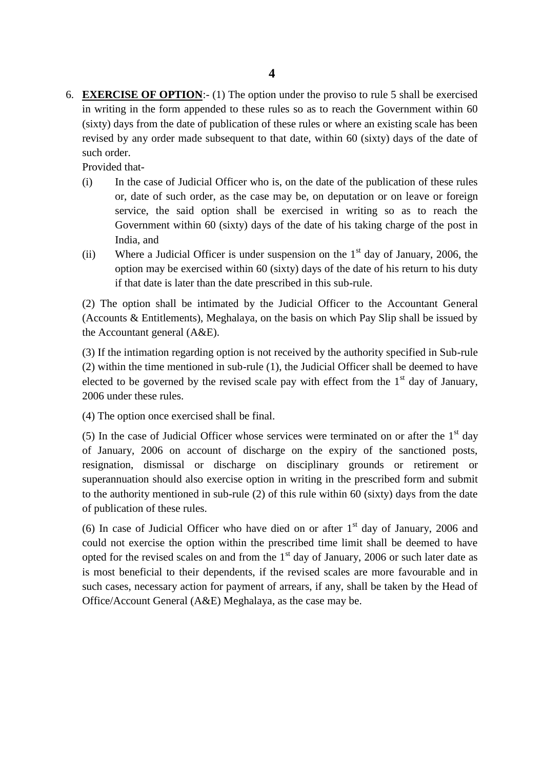6. **EXERCISE OF OPTION**:- (1) The option under the proviso to rule 5 shall be exercised in writing in the form appended to these rules so as to reach the Government within 60 (sixty) days from the date of publication of these rules or where an existing scale has been revised by any order made subsequent to that date, within 60 (sixty) days of the date of such order.

   Provided that-

   (i) In the case of Judicial Officer who is, on the date of the publication of these rules or, date of such order, as the case may be, on deputation or on leave or foreign service, the said option shall be exercised in writing so as to reach the Government within 60 (sixty) days of the date of his taking charge of the post in India, and

   (ii) Where a Judicial Officer is under suspension on the 1st day of January, 2006, the option may be exercised within 60 (sixty) days of the date of his return to his duty if that date is later than the date prescribed in this sub-rule.

   (2) The option shall be intimated by the Judicial Officer to the Accountant General (Accounts & Entitlements), Meghalaya, on the basis on which Pay Slip shall be issued by the Accountant general (A&E).

   (3) If the intimation regarding option is not received by the authority specified in Sub-rule (2) within the time mentioned in sub-rule (1), the Judicial Officer shall be deemed to have elected to be governed by the revised scale pay with effect from the 1st day of January, 2006 under these rules.

   (4) The option once exercised shall be final.

   (5) In the case of Judicial Officer whose services were terminated on or after the 1st day of January, 2006 on account of discharge on the expiry of the sanctioned posts, resignation, dismissal or discharge on disciplinary grounds or retirement or superannuation should also exercise option in writing in the prescribed form and submit to the authority mentioned in sub-rule (2) of this rule within 60 (sixty) days from the date of publication of these rules.

   (6) In case of Judicial Officer who have died on or after 1st day of January, 2006 and could not exercise the option within the prescribed time limit shall be deemed to have opted for the revised scales on and from the 1st day of January, 2006 or such later date as is most beneficial to their dependents, if the revised scales are more favourable and in such cases, necessary action for payment of arrears, if any, shall be taken by the Head of Office/Account General (A&E) Meghalaya, as the case may be.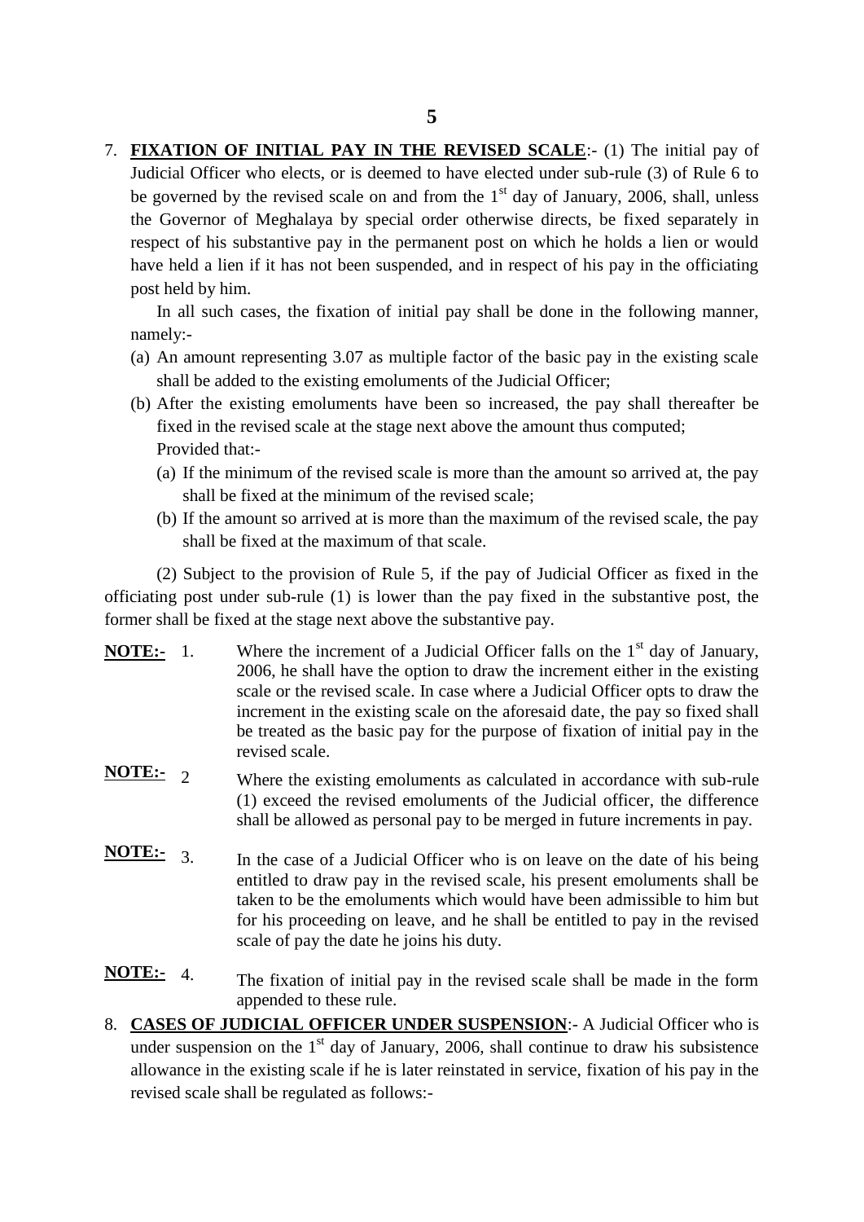7. **FIXATION OF INITIAL PAY IN THE REVISED SCALE**:- (1) The initial pay of Judicial Officer who elects, or is deemed to have elected under sub-rule (3) of Rule 6 to be governed by the revised scale on and from the 1st day of January, 2006, shall, unless the Governor of Meghalaya by special order otherwise directs, be fixed separately in respect of his substantive pay in the permanent post on which he holds a lien or would have held a lien if it has not been suspended, and in respect of his pay in the officiating post held by him.

   In all such cases, the fixation of initial pay shall be done in the following manner, namely:-

   (a) An amount representing 3.07 as multiple factor of the basic pay in the existing scale shall be added to the existing emoluments of the Judicial Officer;

   (b) After the existing emoluments have been so increased, the pay shall thereafter be fixed in the revised scale at the stage next above the amount thus computed;
   Provided that:-

      (a) If the minimum of the revised scale is more than the amount so arrived at, the pay shall be fixed at the minimum of the revised scale;

      (b) If the amount so arrived at is more than the maximum of the revised scale, the pay shall be fixed at the maximum of that scale.

(2) Subject to the provision of Rule 5, if the pay of Judicial Officer as fixed in the officiating post under sub-rule (1) is lower than the pay fixed in the substantive post, the former shall be fixed at the stage next above the substantive pay.

**NOTE:-** 1. Where the increment of a Judicial Officer falls on the 1st day of January, 2006, he shall have the option to draw the increment either in the existing scale or the revised scale. In case where a Judicial Officer opts to draw the increment in the existing scale on the aforesaid date, the pay so fixed shall be treated as the basic pay for the purpose of fixation of initial pay in the revised scale.

**NOTE:-** 2 Where the existing emoluments as calculated in accordance with sub-rule (1) exceed the revised emoluments of the Judicial officer, the difference shall be allowed as personal pay to be merged in future increments in pay.

**NOTE:-** 3. In the case of a Judicial Officer who is on leave on the date of his being entitled to draw pay in the revised scale, his present emoluments shall be taken to be the emoluments which would have been admissible to him but for his proceeding on leave, and he shall be entitled to pay in the revised scale of pay the date he joins his duty.

**NOTE:-** 4. The fixation of initial pay in the revised scale shall be made in the form appended to these rule.

8. **CASES OF JUDICIAL OFFICER UNDER SUSPENSION**:- A Judicial Officer who is under suspension on the 1st day of January, 2006, shall continue to draw his subsistence allowance in the existing scale if he is later reinstated in service, fixation of his pay in the revised scale shall be regulated as follows:-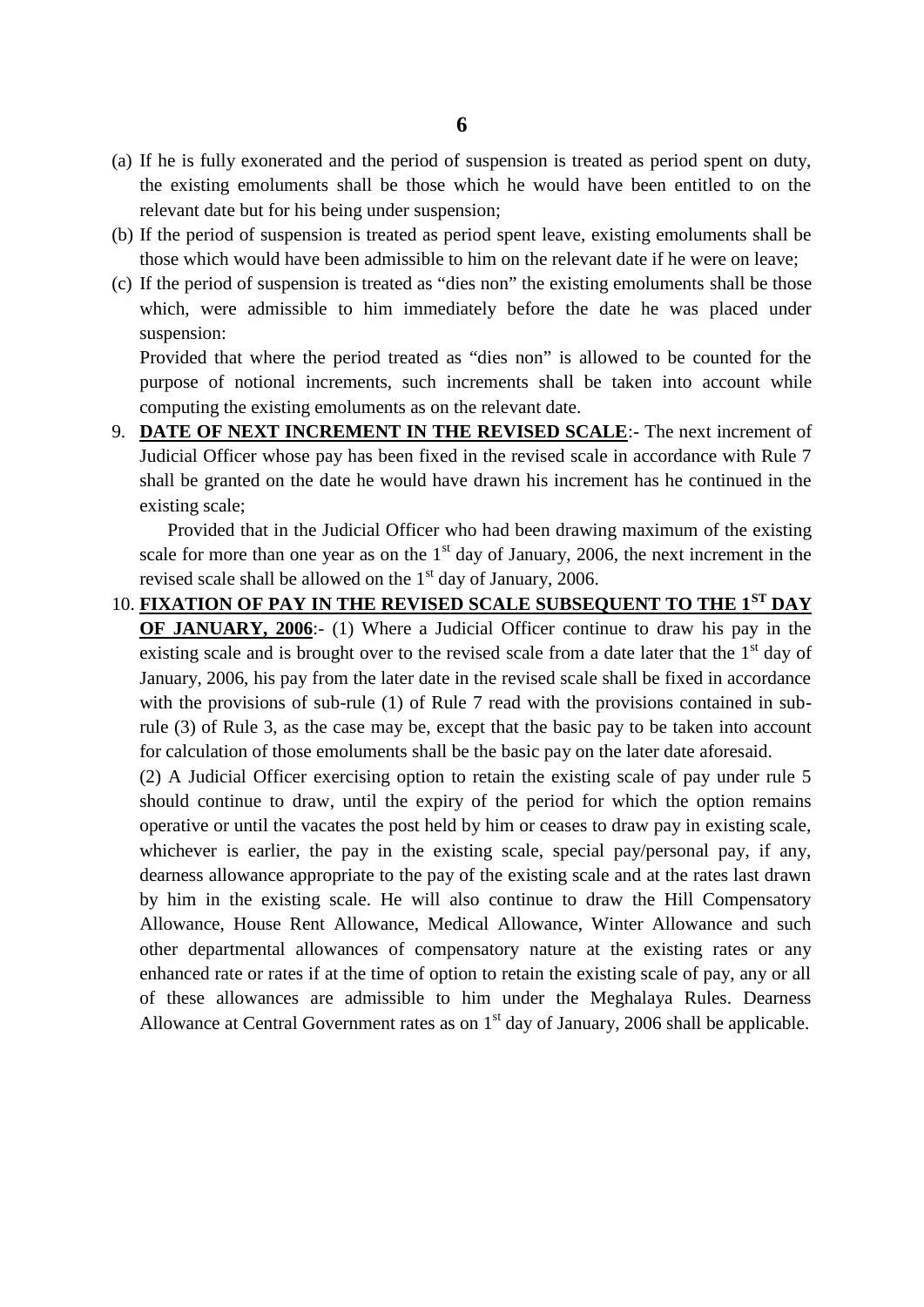(a) If he is fully exonerated and the period of suspension is treated as period spent on duty, the existing emoluments shall be those which he would have been entitled to on the relevant date but for his being under suspension;

(b) If the period of suspension is treated as period spent leave, existing emoluments shall be those which would have been admissible to him on the relevant date if he were on leave;

(c) If the period of suspension is treated as "dies non" the existing emoluments shall be those which, were admissible to him immediately before the date he was placed under suspension:

Provided that where the period treated as "dies non" is allowed to be counted for the purpose of notional increments, such increments shall be taken into account while computing the existing emoluments as on the relevant date.

9. **DATE OF NEXT INCREMENT IN THE REVISED SCALE**:- The next increment of Judicial Officer whose pay has been fixed in the revised scale in accordance with Rule 7 shall be granted on the date he would have drawn his increment has he continued in the existing scale;

Provided that in the Judicial Officer who had been drawing maximum of the existing scale for more than one year as on the 1st day of January, 2006, the next increment in the revised scale shall be allowed on the 1st day of January, 2006.

10. **FIXATION OF PAY IN THE REVISED SCALE SUBSEQUENT TO THE 1ST DAY OF JANUARY, 2006**:- (1) Where a Judicial Officer continue to draw his pay in the existing scale and is brought over to the revised scale from a date later that the 1st day of January, 2006, his pay from the later date in the revised scale shall be fixed in accordance with the provisions of sub-rule (1) of Rule 7 read with the provisions contained in sub-rule (3) of Rule 3, as the case may be, except that the basic pay to be taken into account for calculation of those emoluments shall be the basic pay on the later date aforesaid.

(2) A Judicial Officer exercising option to retain the existing scale of pay under rule 5 should continue to draw, until the expiry of the period for which the option remains operative or until the vacates the post held by him or ceases to draw pay in existing scale, whichever is earlier, the pay in the existing scale, special pay/personal pay, if any, dearness allowance appropriate to the pay of the existing scale and at the rates last drawn by him in the existing scale. He will also continue to draw the Hill Compensatory Allowance, House Rent Allowance, Medical Allowance, Winter Allowance and such other departmental allowances of compensatory nature at the existing rates or any enhanced rate or rates if at the time of option to retain the existing scale of pay, any or all of these allowances are admissible to him under the Meghalaya Rules. Dearness Allowance at Central Government rates as on 1st day of January, 2006 shall be applicable.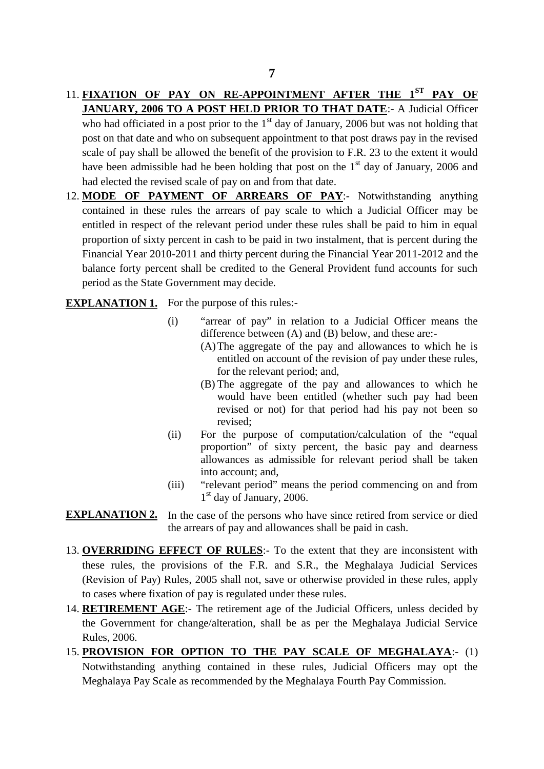11. **FIXATION OF PAY ON RE-APPOINTMENT AFTER THE 1ST PAY OF JANUARY, 2006 TO A POST HELD PRIOR TO THAT DATE**:- A Judicial Officer who had officiated in a post prior to the 1st day of January, 2006 but was not holding that post on that date and who on subsequent appointment to that post draws pay in the revised scale of pay shall be allowed the benefit of the provision to F.R. 23 to the extent it would have been admissible had he been holding that post on the 1st day of January, 2006 and had elected the revised scale of pay on and from that date.

12. **MODE OF PAYMENT OF ARREARS OF PAY**:- Notwithstanding anything contained in these rules the arrears of pay scale to which a Judicial Officer may be entitled in respect of the relevant period under these rules shall be paid to him in equal proportion of sixty percent in cash to be paid in two instalment, that is percent during the Financial Year 2010-2011 and thirty percent during the Financial Year 2011-2012 and the balance forty percent shall be credited to the General Provident fund accounts for such period as the State Government may decide.

**EXPLANATION 1.** For the purpose of this rules:-

(i) "arrear of pay" in relation to a Judicial Officer means the difference between (A) and (B) below, and these are:-
   - (A) The aggregate of the pay and allowances to which he is entitled on account of the revision of pay under these rules, for the relevant period; and,
   - (B) The aggregate of the pay and allowances to which he would have been entitled (whether such pay had been revised or not) for that period had his pay not been so revised;

(ii) For the purpose of computation/calculation of the "equal proportion" of sixty percent, the basic pay and dearness allowances as admissible for relevant period shall be taken into account; and,

(iii) "relevant period" means the period commencing on and from 1st day of January, 2006.

**EXPLANATION 2.** In the case of the persons who have since retired from service or died the arrears of pay and allowances shall be paid in cash.

13. **OVERRIDING EFFECT OF RULES**:- To the extent that they are inconsistent with these rules, the provisions of the F.R. and S.R., the Meghalaya Judicial Services (Revision of Pay) Rules, 2005 shall not, save or otherwise provided in these rules, apply to cases where fixation of pay is regulated under these rules.

14. **RETIREMENT AGE**:- The retirement age of the Judicial Officers, unless decided by the Government for change/alteration, shall be as per the Meghalaya Judicial Service Rules, 2006.

15. **PROVISION FOR OPTION TO THE PAY SCALE OF MEGHALAYA**:- (1) Notwithstanding anything contained in these rules, Judicial Officers may opt the Meghalaya Pay Scale as recommended by the Meghalaya Fourth Pay Commission.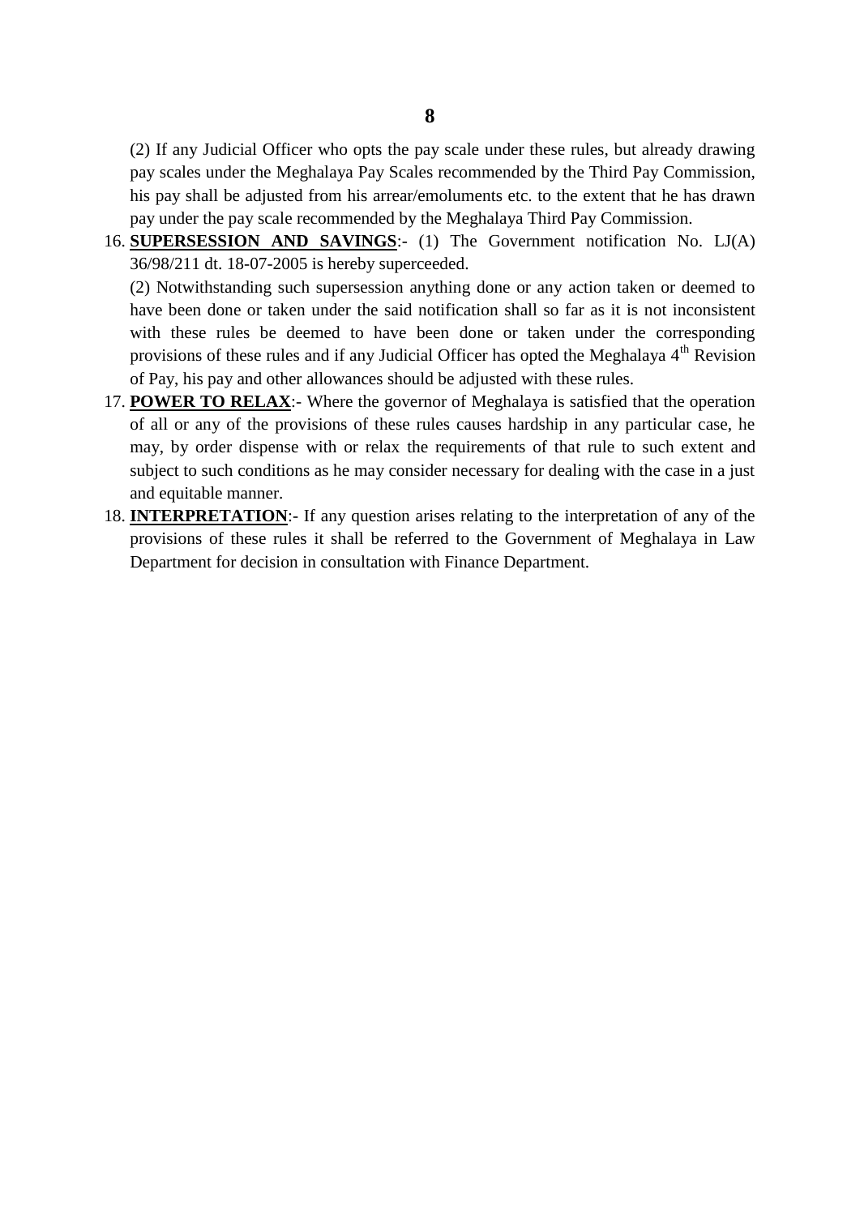(2) If any Judicial Officer who opts the pay scale under these rules, but already drawing pay scales under the Meghalaya Pay Scales recommended by the Third Pay Commission, his pay shall be adjusted from his arrear/emoluments etc. to the extent that he has drawn pay under the pay scale recommended by the Meghalaya Third Pay Commission.

16. **SUPERSESSION AND SAVINGS**:- (1) The Government notification No. LJ(A) 36/98/211 dt. 18-07-2005 is hereby superceeded.

    (2) Notwithstanding such supersession anything done or any action taken or deemed to have been done or taken under the said notification shall so far as it is not inconsistent with these rules be deemed to have been done or taken under the corresponding provisions of these rules and if any Judicial Officer has opted the Meghalaya 4th Revision of Pay, his pay and other allowances should be adjusted with these rules.

17. **POWER TO RELAX**:- Where the governor of Meghalaya is satisfied that the operation of all or any of the provisions of these rules causes hardship in any particular case, he may, by order dispense with or relax the requirements of that rule to such extent and subject to such conditions as he may consider necessary for dealing with the case in a just and equitable manner.

18. **INTERPRETATION**:- If any question arises relating to the interpretation of any of the provisions of these rules it shall be referred to the Government of Meghalaya in Law Department for decision in consultation with Finance Department.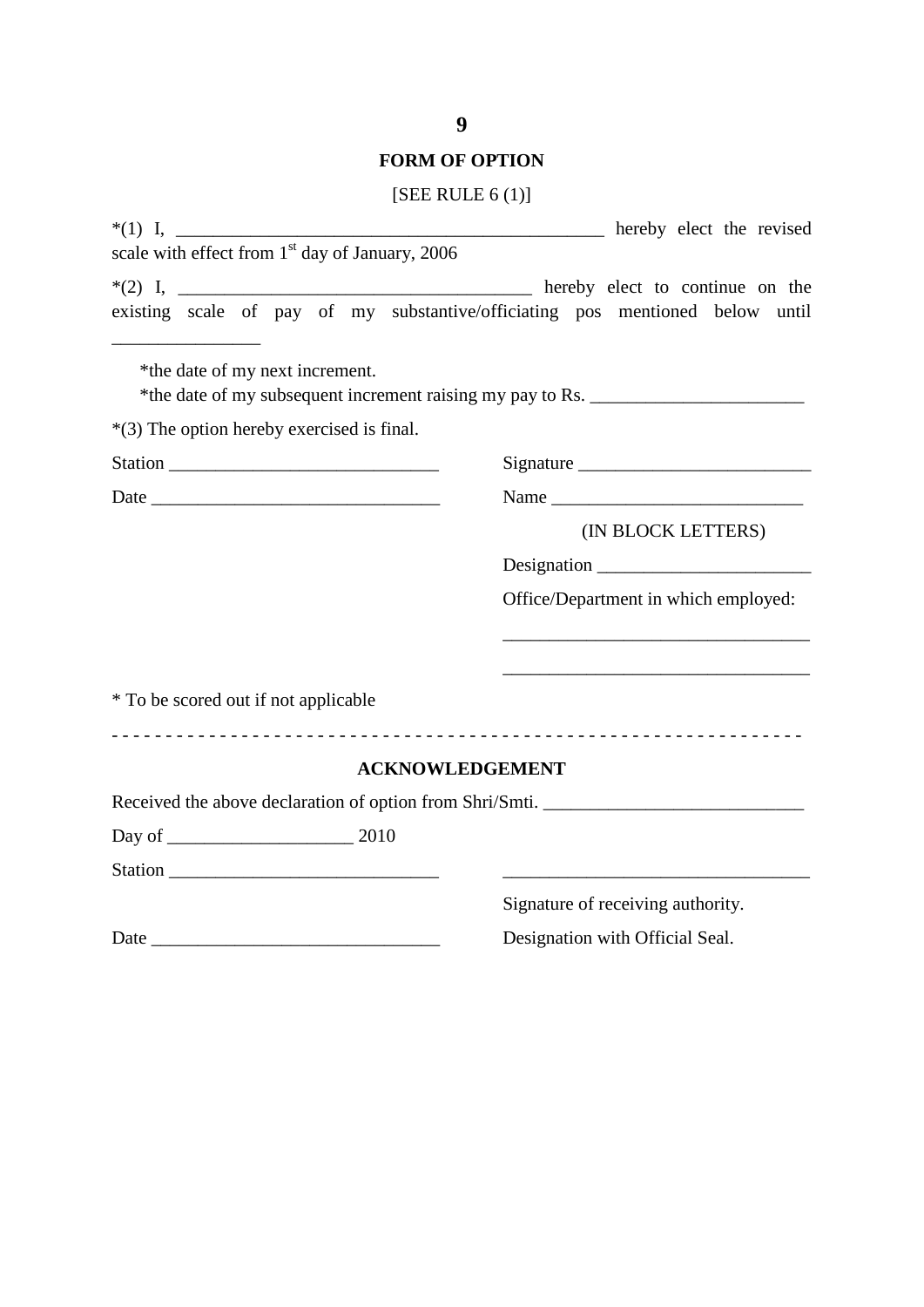## FORM OF OPTION

[SEE RULE 6 (1)]

*(1) I, _______________________________________________ hereby elect the revised scale with effect from 1st day of January, 2006

*(2) I, _____________________________________ hereby elect to continue on the existing scale of pay of my substantive/officiating pos mentioned below until _______________

*the date of my next increment.

*the date of my subsequent increment raising my pay to Rs. ______________________

*(3) The option hereby exercised is final.

Station _____________________________

Date ______________________________

Signature ________________________

Name ___________________________

(IN BLOCK LETTERS)

Designation ______________________

Office/Department in which employed:

________________________________

________________________________

* To be scored out if not applicable

- - - - - - - - - - - - - - - - - - - - - - - - - - - - - - - - - - - - - - - - - - - - - - - - - - - - - - - - - - - - - - -

## ACKNOWLEDGEMENT

Received the above declaration of option from Shri/Smti. ___________________________

Day of ___________________ 2010

Station _____________________________

________________________________

Signature of receiving authority.

Date ______________________________

Designation with Official Seal.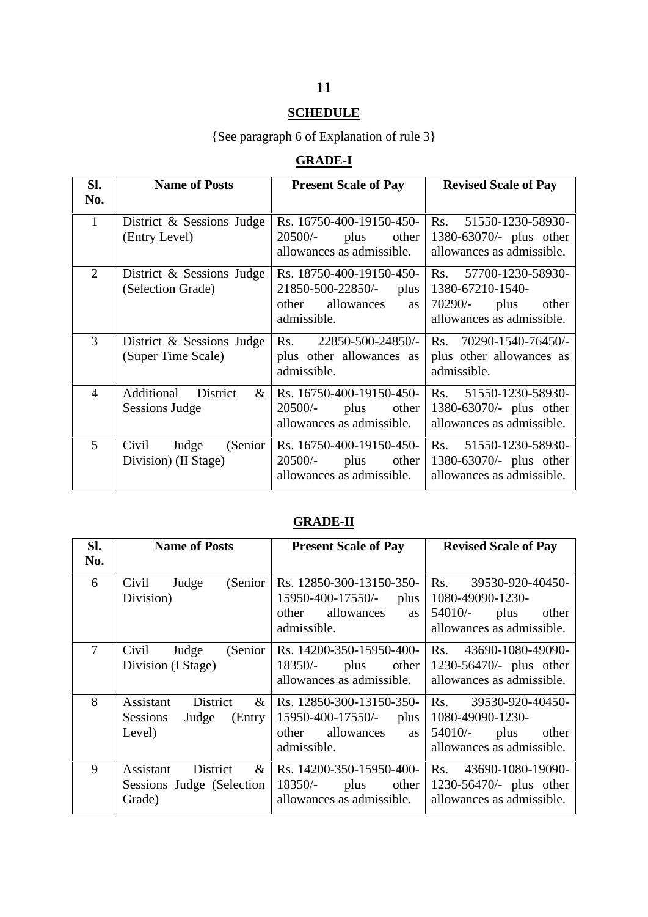## SCHEDULE

{See paragraph 6 of Explanation of rule 3}

### GRADE-I

| Sl. No. | Name of Posts | Present Scale of Pay | Revised Scale of Pay |
|---|---|---|---|
| 1 | District & Sessions Judge (Entry Level) | Rs. 16750-400-19150-450-20500/- plus other allowances as admissible. | Rs. 51550-1230-58930-1380-63070/- plus other allowances as admissible. |
| 2 | District & Sessions Judge (Selection Grade) | Rs. 18750-400-19150-450-21850-500-22850/- plus other allowances as admissible. | Rs. 57700-1230-58930-1380-67210-1540-70290/- plus other allowances as admissible. |
| 3 | District & Sessions Judge (Super Time Scale) | Rs. 22850-500-24850/- plus other allowances as admissible. | Rs. 70290-1540-76450/- plus other allowances as admissible. |
| 4 | Additional District & Sessions Judge | Rs. 16750-400-19150-450-20500/- plus other allowances as admissible. | Rs. 51550-1230-58930-1380-63070/- plus other allowances as admissible. |
| 5 | Civil Judge (Senior Division) (II Stage) | Rs. 16750-400-19150-450-20500/- plus other allowances as admissible. | Rs. 51550-1230-58930-1380-63070/- plus other allowances as admissible. |

### GRADE-II

| Sl. No. | Name of Posts | Present Scale of Pay | Revised Scale of Pay |
|---|---|---|---|
| 6 | Civil Judge (Senior Division) | Rs. 12850-300-13150-350-15950-400-17550/- plus other allowances as admissible. | Rs. 39530-920-40450-1080-49090-1230-54010/- plus other allowances as admissible. |
| 7 | Civil Judge (Senior Division (I Stage) | Rs. 14200-350-15950-400-18350/- plus other allowances as admissible. | Rs. 43690-1080-49090-1230-56470/- plus other allowances as admissible. |
| 8 | Assistant District & Sessions Judge (Entry Level) | Rs. 12850-300-13150-350-15950-400-17550/- plus other allowances as admissible. | Rs. 39530-920-40450-1080-49090-1230-54010/- plus other allowances as admissible. |
| 9 | Assistant District & Sessions Judge (Selection Grade) | Rs. 14200-350-15950-400-18350/- plus other allowances as admissible. | Rs. 43690-1080-19090-1230-56470/- plus other allowances as admissible. |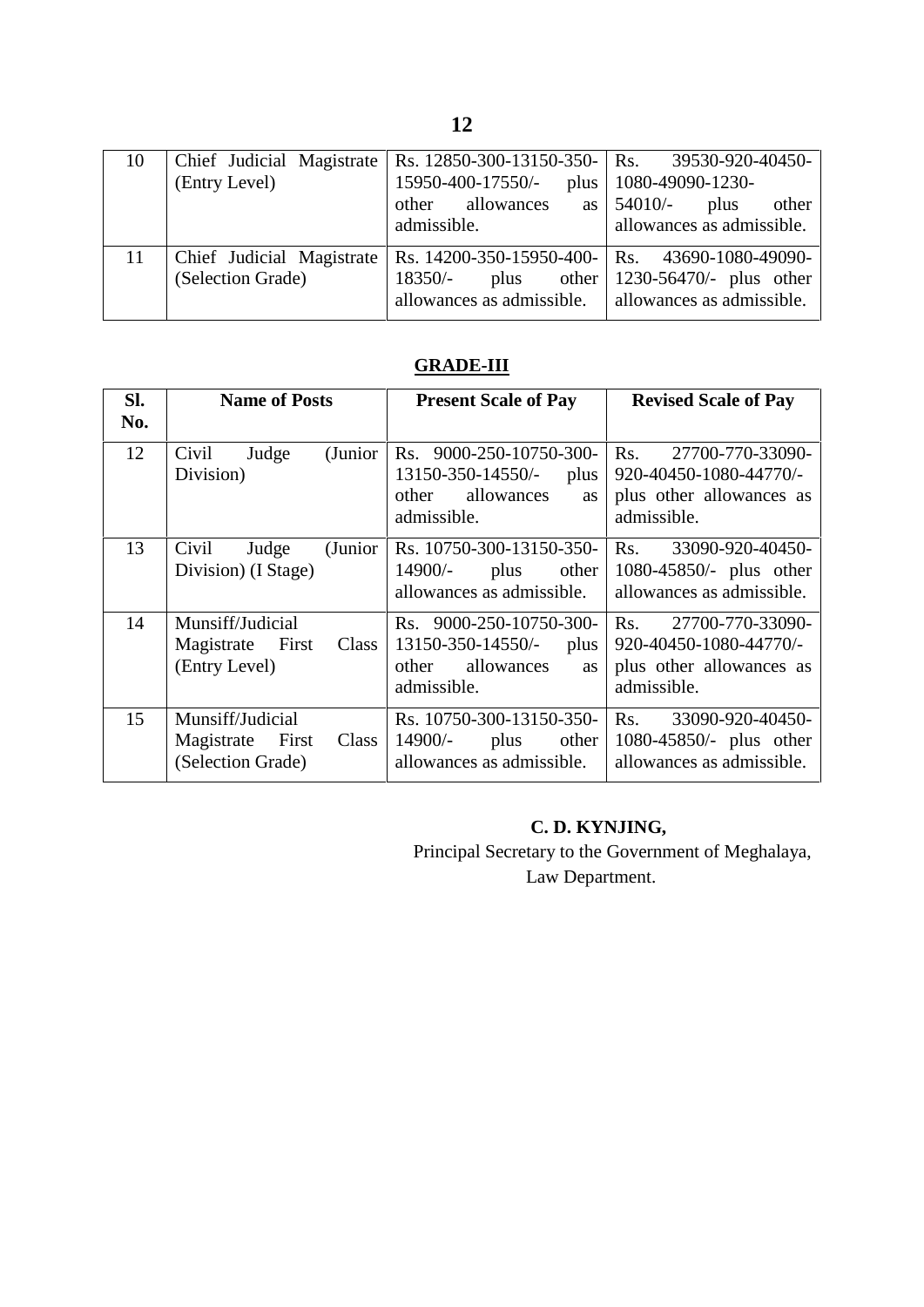| 10 | Chief Judicial Magistrate (Entry Level) | Rs. 12850-300-13150-350-15950-400-17550/- plus other allowances as admissible. | Rs. 39530-920-40450-1080-49090-1230-54010/- plus other allowances as admissible. |
|---|---|---|---|
| 11 | Chief Judicial Magistrate (Selection Grade) | Rs. 14200-350-15950-400-18350/- plus other allowances as admissible. | Rs. 43690-1080-49090-1230-56470/- plus other allowances as admissible. |

## GRADE-III

| Sl. No. | Name of Posts | Present Scale of Pay | Revised Scale of Pay |
|---|---|---|---|
| 12 | Civil Judge (Junior Division) | Rs. 9000-250-10750-300-13150-350-14550/- plus other allowances as admissible. | Rs. 27700-770-33090-920-40450-1080-44770/- plus other allowances as admissible. |
| 13 | Civil Judge (Junior Division) (I Stage) | Rs. 10750-300-13150-350-14900/- plus other allowances as admissible. | Rs. 33090-920-40450-1080-45850/- plus other allowances as admissible. |
| 14 | Munsiff/Judicial Magistrate First Class (Entry Level) | Rs. 9000-250-10750-300-13150-350-14550/- plus other allowances as admissible. | Rs. 27700-770-33090-920-40450-1080-44770/- plus other allowances as admissible. |
| 15 | Munsiff/Judicial Magistrate First Class (Selection Grade) | Rs. 10750-300-13150-350-14900/- plus other allowances as admissible. | Rs. 33090-920-40450-1080-45850/- plus other allowances as admissible. |

**C. D. KYNJING,**
Principal Secretary to the Government of Meghalaya,
Law Department.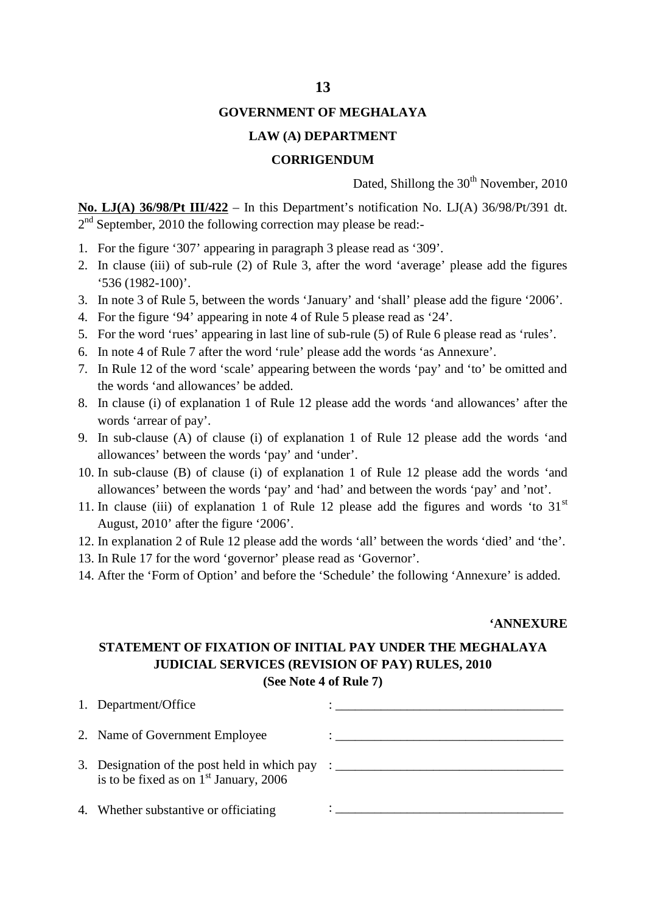# GOVERNMENT OF MEGHALAYA

## LAW (A) DEPARTMENT

## CORRIGENDUM

Dated, Shillong the 30th November, 2010

**No. LJ(A) 36/98/Pt III/422** – In this Department's notification No. LJ(A) 36/98/Pt/391 dt. 2nd September, 2010 the following correction may please be read:-

1. For the figure '307' appearing in paragraph 3 please read as '309'.
2. In clause (iii) of sub-rule (2) of Rule 3, after the word 'average' please add the figures '536 (1982-100)'.
3. In note 3 of Rule 5, between the words 'January' and 'shall' please add the figure '2006'.
4. For the figure '94' appearing in note 4 of Rule 5 please read as '24'.
5. For the word 'rues' appearing in last line of sub-rule (5) of Rule 6 please read as 'rules'.
6. In note 4 of Rule 7 after the word 'rule' please add the words 'as Annexure'.
7. In Rule 12 of the word 'scale' appearing between the words 'pay' and 'to' be omitted and the words 'and allowances' be added.
8. In clause (i) of explanation 1 of Rule 12 please add the words 'and allowances' after the words 'arrear of pay'.
9. In sub-clause (A) of clause (i) of explanation 1 of Rule 12 please add the words 'and allowances' between the words 'pay' and 'under'.
10. In sub-clause (B) of clause (i) of explanation 1 of Rule 12 please add the words 'and allowances' between the words 'pay' and 'had' and between the words 'pay' and 'not'.
11. In clause (iii) of explanation 1 of Rule 12 please add the figures and words 'to 31st August, 2010' after the figure '2006'.
12. In explanation 2 of Rule 12 please add the words 'all' between the words 'died' and 'the'.
13. In Rule 17 for the word 'governor' please read as 'Governor'.
14. After the 'Form of Option' and before the 'Schedule' the following 'Annexure' is added.

**'ANNEXURE**

### STATEMENT OF FIXATION OF INITIAL PAY UNDER THE MEGHALAYA JUDICIAL SERVICES (REVISION OF PAY) RULES, 2010
### (See Note 4 of Rule 7)

1. Department/Office : ___________________________________
2. Name of Government Employee : ___________________________________
3. Designation of the post held in which pay is to be fixed as on 1st January, 2006 : ___________________________________
4. Whether substantive or officiating : ___________________________________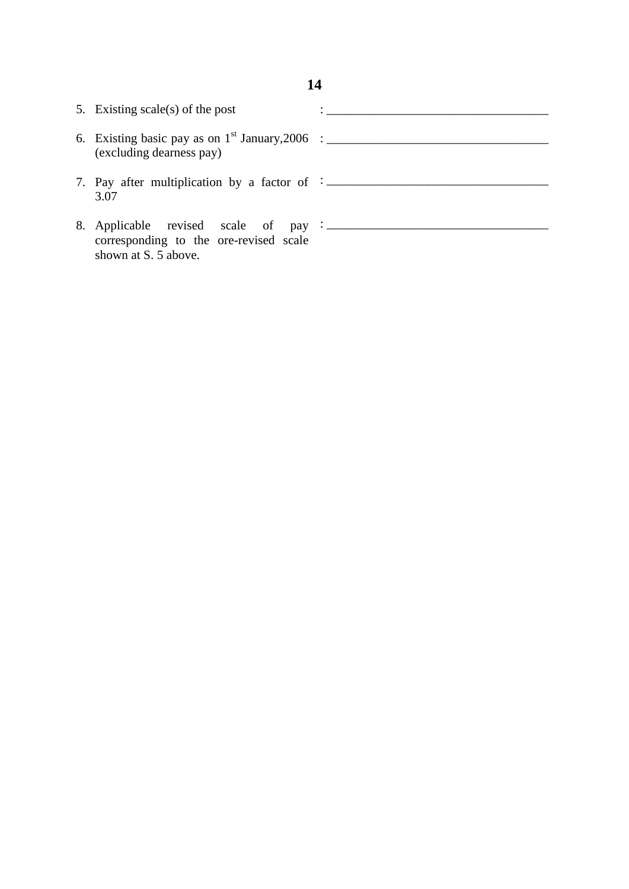5. Existing scale(s) of the post : ___________________________________

6. Existing basic pay as on 1st January,2006 (excluding dearness pay) : ___________________________________

7. Pay after multiplication by a factor of 3.07 : ___________________________________

8. Applicable revised scale of pay corresponding to the ore-revised scale shown at S. 5 above. : ___________________________________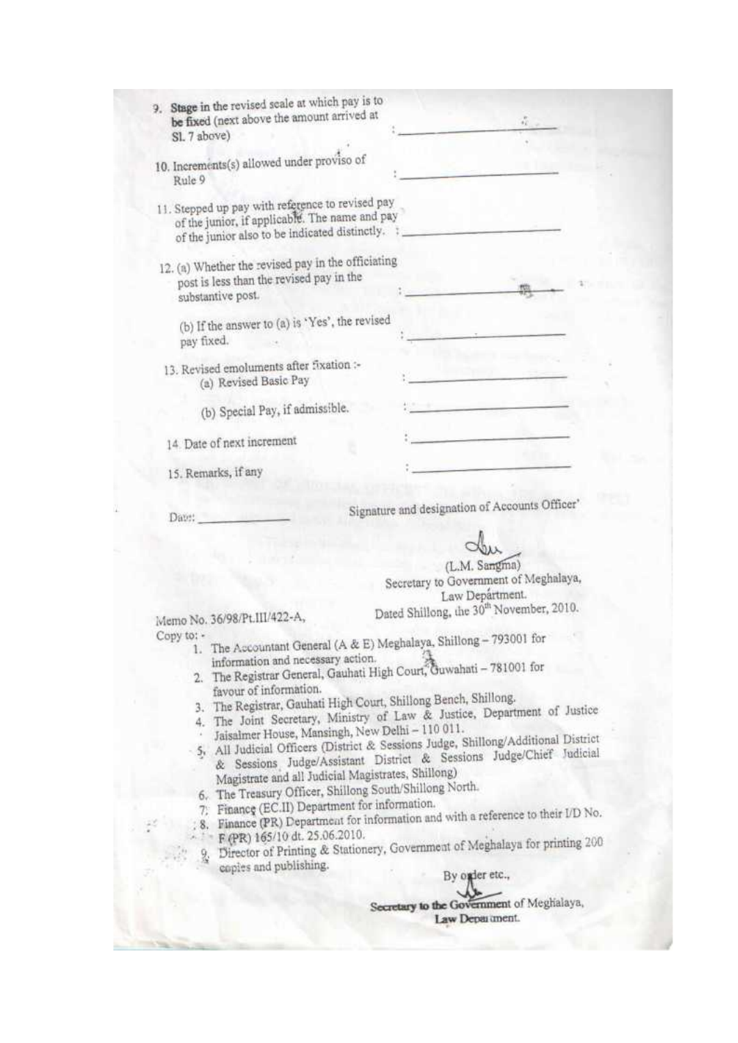9. **Stage** in the revised scale at which pay is to **be fixed** (next above the amount arrived at Sl. 7 above) : ____________________

10. Increments(s) allowed under proviso of Rule 9 : ____________________

11. Stepped up pay with reference to revised pay of the junior, if applicable. The name and pay of the junior also to be indicated distinctly. : ____________________

12. (a) Whether the revised pay in the officiating post is less than the revised pay in the substantive post. : ____________________

    (b) If the answer to (a) is 'Yes', the revised pay fixed. : ____________________

13. Revised emoluments after fixation :-
    (a) Revised Basic Pay : ____________________

    (b) Special Pay, if admissible. : ____________________

14. Date of next increment : ____________________

15. Remarks, if any : ____________________

Date: ____________ Signature and designation of Accounts Officer'

(L.M. Sangma)
Secretary to Government of Meghalaya,
Law Department.

Memo No. 36/98/Pt.III/422-A, Dated Shillong, the 30th November, 2010.

Copy to: -

1. The Accountant General (A & E) Meghalaya, Shillong – 793001 for information and necessary action.
2. The Registrar General, Gauhati High Court, Guwahati – 781001 for favour of information.
3. The Registrar, Gauhati High Court, Shillong Bench, Shillong.
4. The Joint Secretary, Ministry of Law & Justice, Department of Justice Jaisalmer House, Mansingh, New Delhi – 110 011.
5. All Judicial Officers (District & Sessions Judge, Shillong/Additional District & Sessions Judge/Assistant District & Sessions Judge/Chief Judicial Magistrate and all Judicial Magistrates, Shillong)
6. The Treasury Officer, Shillong South/Shillong North.
7. Finance (EC.II) Department for information.
8. Finance (PR) Department for information and with a reference to their I/D No. F (PR) 165/10 dt. 25.06.2010.
9. Director of Printing & Stationery, Government of Meghalaya for printing 200 copies and publishing.

By order etc.,

**Secretary to the Government** of Meghalaya,
**Law Department.**